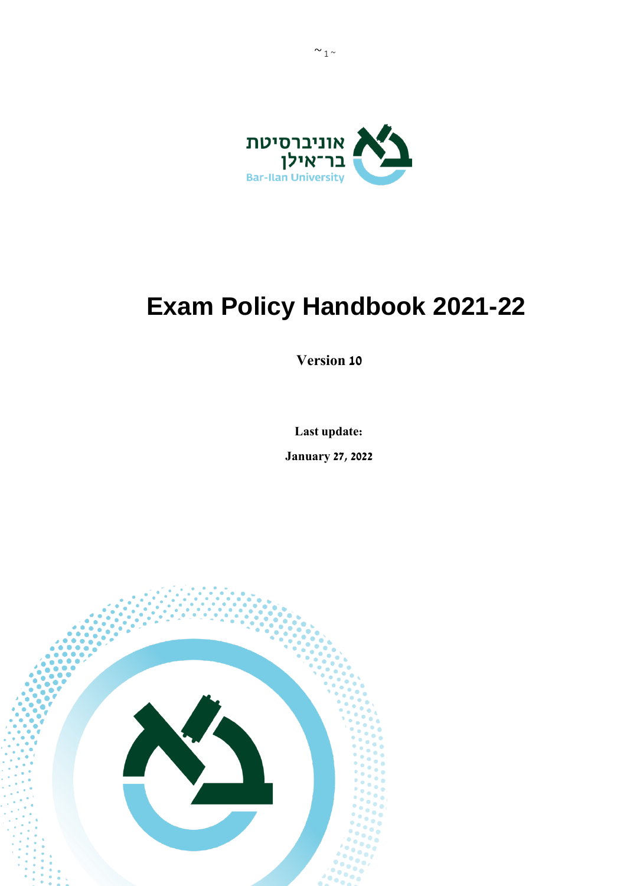אוניברסיטת
בר־אילן
Bar-Ilan University

# Exam Policy Handbook 2021-22

**Version 10**

**Last update:**

**January 27, 2022**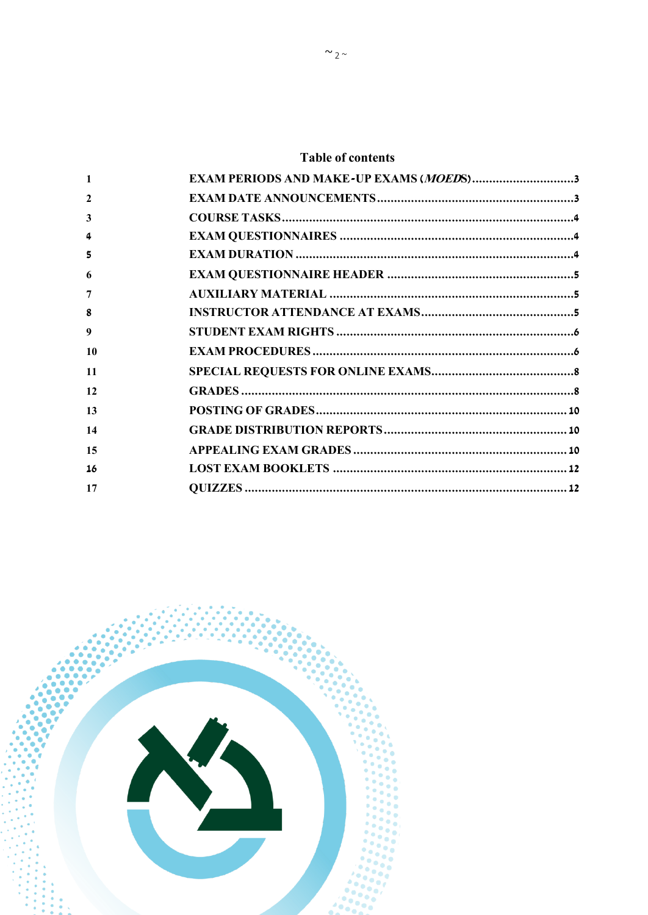## Table of contents

| | | |
|---|---|---|
| 1 | EXAM PERIODS AND MAKE-UP EXAMS (*MOEDS*) | 3 |
| 2 | EXAM DATE ANNOUNCEMENTS | 3 |
| 3 | COURSE TASKS | 4 |
| 4 | EXAM QUESTIONNAIRES | 4 |
| 5 | EXAM DURATION | 4 |
| 6 | EXAM QUESTIONNAIRE HEADER | 5 |
| 7 | AUXILIARY MATERIAL | 5 |
| 8 | INSTRUCTOR ATTENDANCE AT EXAMS | 5 |
| 9 | STUDENT EXAM RIGHTS | 6 |
| 10 | EXAM PROCEDURES | 6 |
| 11 | SPECIAL REQUESTS FOR ONLINE EXAMS | 8 |
| 12 | GRADES | 8 |
| 13 | POSTING OF GRADES | 10 |
| 14 | GRADE DISTRIBUTION REPORTS | 10 |
| 15 | APPEALING EXAM GRADES | 10 |
| 16 | LOST EXAM BOOKLETS | 12 |
| 17 | QUIZZES | 12 |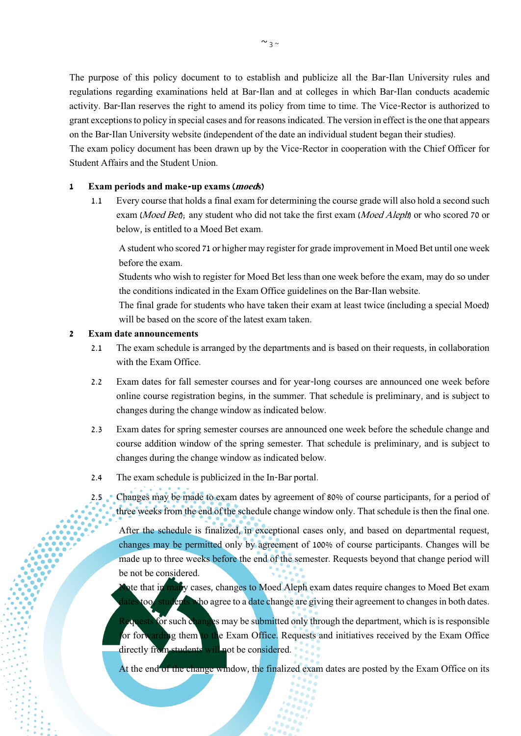The purpose of this policy document to to establish and publicize all the Bar-Ilan University rules and regulations regarding examinations held at Bar-Ilan and at colleges in which Bar-Ilan conducts academic activity. Bar-Ilan reserves the right to amend its policy from time to time. The Vice-Rector is authorized to grant exceptions to policy in special cases and for reasons indicated. The version in effect is the one that appears on the Bar-Ilan University website (independent of the date an individual student began their studies).

The exam policy document has been drawn up by the Vice-Rector in cooperation with the Chief Officer for Student Affairs and the Student Union.

## 1 Exam periods and make-up exams (*moeds*)

1.1 Every course that holds a final exam for determining the course grade will also hold a second such exam (*Moed Bet*); any student who did not take the first exam (*Moed Aleph*) or who scored 70 or below, is entitled to a Moed Bet exam.

A student who scored 71 or higher may register for grade improvement in Moed Bet until one week before the exam.

Students who wish to register for Moed Bet less than one week before the exam, may do so under the conditions indicated in the Exam Office guidelines on the Bar-Ilan website.

The final grade for students who have taken their exam at least twice (including a special Moed) will be based on the score of the latest exam taken.

## 2 Exam date announcements

2.1 The exam schedule is arranged by the departments and is based on their requests, in collaboration with the Exam Office.

2.2 Exam dates for fall semester courses and for year-long courses are announced one week before online course registration begins, in the summer. That schedule is preliminary, and is subject to changes during the change window as indicated below.

2.3 Exam dates for spring semester courses are announced one week before the schedule change and course addition window of the spring semester. That schedule is preliminary, and is subject to changes during the change window as indicated below.

2.4 The exam schedule is publicized in the In-Bar portal.

2.5 Changes may be made to exam dates by agreement of 80% of course participants, for a period of three weeks from the end of the schedule change window only. That schedule is then the final one.

After the schedule is finalized, in exceptional cases only, and based on departmental request, changes may be permitted only by agreement of 100% of course participants. Changes will be made up to three weeks before the end of the semester. Requests beyond that change period will be not be considered.

Note that in many cases, changes to Moed Aleph exam dates require changes to Moed Bet exam dates too; students who agree to a date change are giving their agreement to changes in both dates.

Requests for such changes may be submitted only through the department, which is is responsible for forwarding them to the Exam Office. Requests and initiatives received by the Exam Office directly from students will not be considered.

At the end of the change window, the finalized exam dates are posted by the Exam Office on its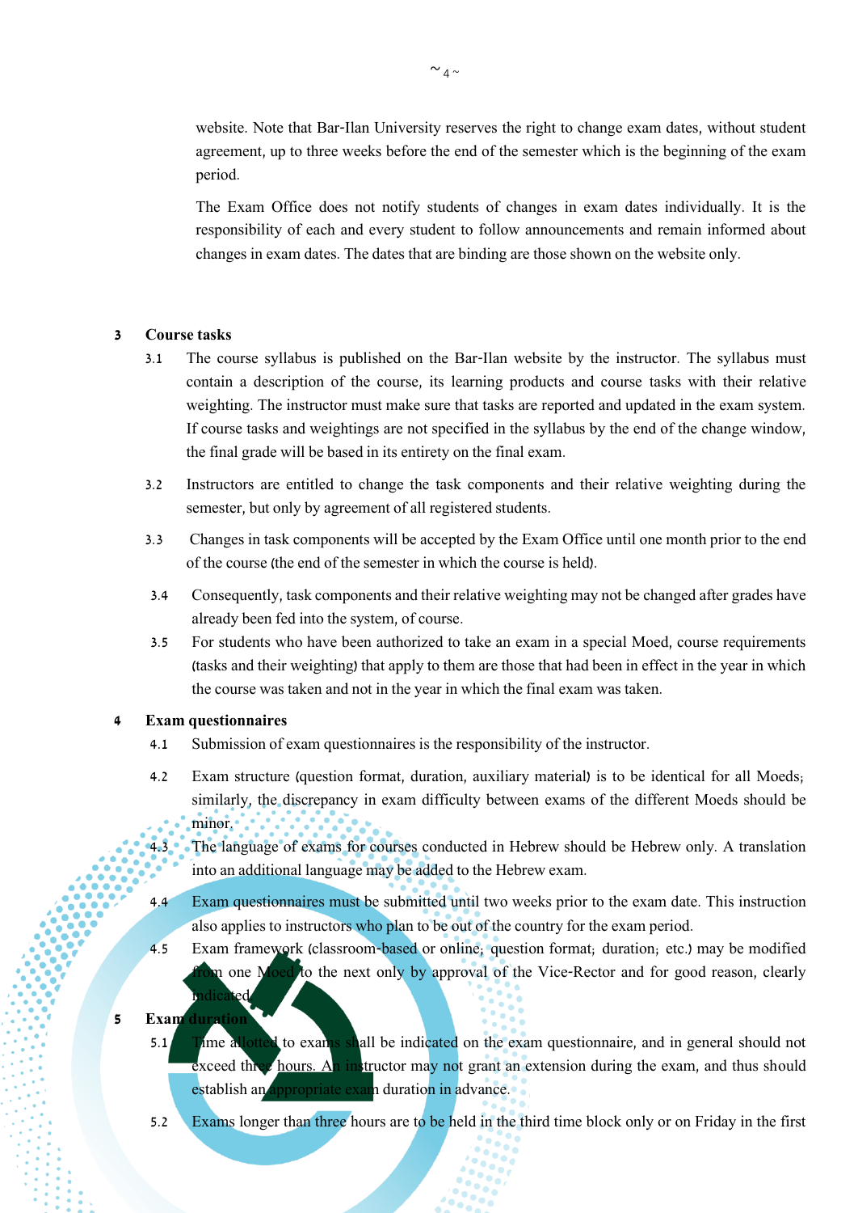website. Note that Bar-Ilan University reserves the right to change exam dates, without student agreement, up to three weeks before the end of the semester which is the beginning of the exam period.

The Exam Office does not notify students of changes in exam dates individually. It is the responsibility of each and every student to follow announcements and remain informed about changes in exam dates. The dates that are binding are those shown on the website only.

## 3 Course tasks

3.1 The course syllabus is published on the Bar-Ilan website by the instructor. The syllabus must contain a description of the course, its learning products and course tasks with their relative weighting. The instructor must make sure that tasks are reported and updated in the exam system. If course tasks and weightings are not specified in the syllabus by the end of the change window, the final grade will be based in its entirety on the final exam.

3.2 Instructors are entitled to change the task components and their relative weighting during the semester, but only by agreement of all registered students.

3.3 Changes in task components will be accepted by the Exam Office until one month prior to the end of the course (the end of the semester in which the course is held).

3.4 Consequently, task components and their relative weighting may not be changed after grades have already been fed into the system, of course.

3.5 For students who have been authorized to take an exam in a special Moed, course requirements (tasks and their weighting) that apply to them are those that had been in effect in the year in which the course was taken and not in the year in which the final exam was taken.

## 4 Exam questionnaires

4.1 Submission of exam questionnaires is the responsibility of the instructor.

4.2 Exam structure (question format, duration, auxiliary material) is to be identical for all Moeds; similarly, the discrepancy in exam difficulty between exams of the different Moeds should be minor.

4.3 The language of exams for courses conducted in Hebrew should be Hebrew only. A translation into an additional language may be added to the Hebrew exam.

4.4 Exam questionnaires must be submitted until two weeks prior to the exam date. This instruction also applies to instructors who plan to be out of the country for the exam period.

4.5 Exam framework (classroom-based or online; question format; duration; etc.) may be modified from one Moed to the next only by approval of the Vice-Rector and for good reason, clearly indicated.

## 5 Exam duration

5.1 Time allotted to exams shall be indicated on the exam questionnaire, and in general should not exceed three hours. An instructor may not grant an extension during the exam, and thus should establish an appropriate exam duration in advance.

5.2 Exams longer than three hours are to be held in the third time block only or on Friday in the first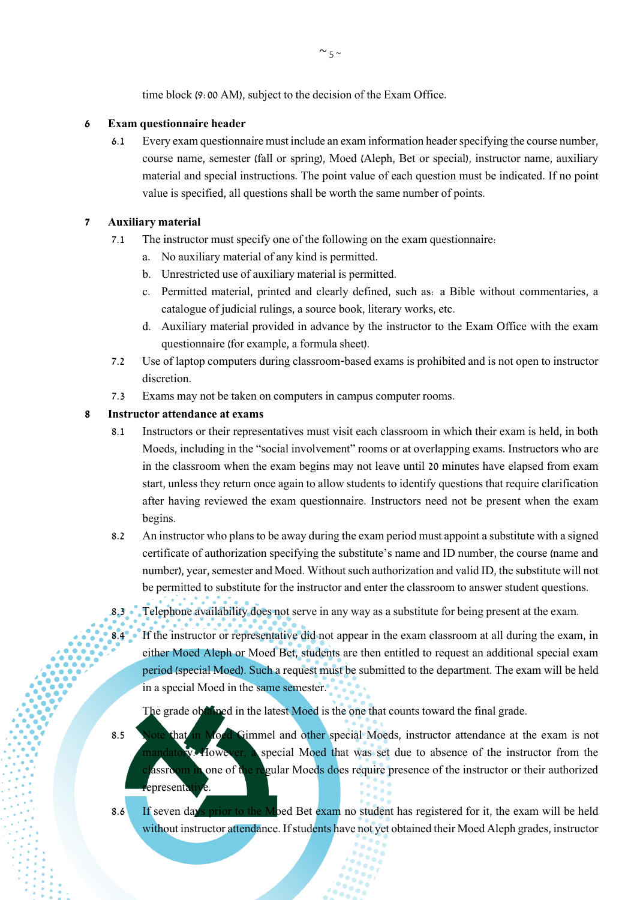time block (9:00 AM), subject to the decision of the Exam Office.

## 6 Exam questionnaire header

6.1 Every exam questionnaire must include an exam information header specifying the course number, course name, semester (fall or spring), Moed (Aleph, Bet or special), instructor name, auxiliary material and special instructions. The point value of each question must be indicated. If no point value is specified, all questions shall be worth the same number of points.

## 7 Auxiliary material

7.1 The instructor must specify one of the following on the exam questionnaire:

a. No auxiliary material of any kind is permitted.

b. Unrestricted use of auxiliary material is permitted.

c. Permitted material, printed and clearly defined, such as: a Bible without commentaries, a catalogue of judicial rulings, a source book, literary works, etc.

d. Auxiliary material provided in advance by the instructor to the Exam Office with the exam questionnaire (for example, a formula sheet).

7.2 Use of laptop computers during classroom-based exams is prohibited and is not open to instructor discretion.

7.3 Exams may not be taken on computers in campus computer rooms.

## 8 Instructor attendance at exams

8.1 Instructors or their representatives must visit each classroom in which their exam is held, in both Moeds, including in the “social involvement” rooms or at overlapping exams. Instructors who are in the classroom when the exam begins may not leave until 20 minutes have elapsed from exam start, unless they return once again to allow students to identify questions that require clarification after having reviewed the exam questionnaire. Instructors need not be present when the exam begins.

8.2 An instructor who plans to be away during the exam period must appoint a substitute with a signed certificate of authorization specifying the substitute’s name and ID number, the course (name and number), year, semester and Moed. Without such authorization and valid ID, the substitute will not be permitted to substitute for the instructor and enter the classroom to answer student questions.

8.3 Telephone availability does not serve in any way as a substitute for being present at the exam.

8.4 If the instructor or representative did not appear in the exam classroom at all during the exam, in either Moed Aleph or Moed Bet, students are then entitled to request an additional special exam period (special Moed). Such a request must be submitted to the department. The exam will be held in a special Moed in the same semester.

The grade obtained in the latest Moed is the one that counts toward the final grade.

8.5 Note that in Moed Gimmel and other special Moeds, instructor attendance at the exam is not mandatory. However, a special Moed that was set due to absence of the instructor from the classroom in one of the regular Moeds does require presence of the instructor or their authorized representative.

8.6 If seven days prior to the Moed Bet exam no student has registered for it, the exam will be held without instructor attendance. If students have not yet obtained their Moed Aleph grades, instructor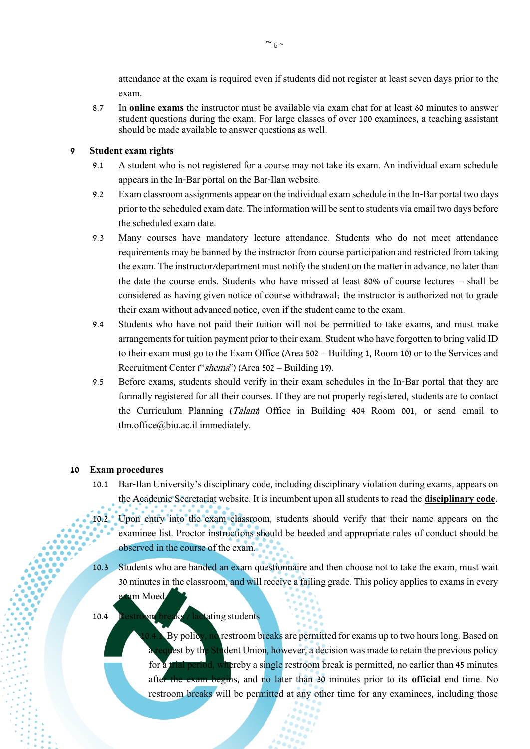attendance at the exam is required even if students did not register at least seven days prior to the exam.

8.7 In **online exams** the instructor must be available via exam chat for at least 60 minutes to answer student questions during the exam. For large classes of over 100 examinees, a teaching assistant should be made available to answer questions as well.

## 9 Student exam rights

9.1 A student who is not registered for a course may not take its exam. An individual exam schedule appears in the In-Bar portal on the Bar-Ilan website.

9.2 Exam classroom assignments appear on the individual exam schedule in the In-Bar portal two days prior to the scheduled exam date. The information will be sent to students via email two days before the scheduled exam date.

9.3 Many courses have mandatory lecture attendance. Students who do not meet attendance requirements may be banned by the instructor from course participation and restricted from taking the exam. The instructor/department must notify the student on the matter in advance, no later than the date the course ends. Students who have missed at least 80% of course lectures – shall be considered as having given notice of course withdrawal; the instructor is authorized not to grade their exam without advanced notice, even if the student came to the exam.

9.4 Students who have not paid their tuition will not be permitted to take exams, and must make arrangements for tuition payment prior to their exam. Student who have forgotten to bring valid ID to their exam must go to the Exam Office (Area 502 – Building 1, Room 10) or to the Services and Recruitment Center ("*shema*") (Area 502 – Building 19).

9.5 Before exams, students should verify in their exam schedules in the In-Bar portal that they are formally registered for all their courses. If they are not properly registered, students are to contact the Curriculum Planning (*Talam*) Office in Building 404 Room 001, or send email to tlm.office@biu.ac.il immediately.

## 10 Exam procedures

10.1 Bar-Ilan University's disciplinary code, including disciplinary violation during exams, appears on the Academic Secretariat website. It is incumbent upon all students to read the **disciplinary code**.

10.2 Upon entry into the exam classroom, students should verify that their name appears on the examinee list. Proctor instructions should be heeded and appropriate rules of conduct should be observed in the course of the exam.

10.3 Students who are handed an exam questionnaire and then choose not to take the exam, must wait 30 minutes in the classroom, and will receive a failing grade. This policy applies to exams in every exam Moed.

10.4 Restroom breaks / lactating students

10.4.1 By policy, no restroom breaks are permitted for exams up to two hours long. Based on a request by the Student Union, however, a decision was made to retain the previous policy for a trial period, whereby a single restroom break is permitted, no earlier than 45 minutes after the exam begins, and no later than 30 minutes prior to its **official** end time. No restroom breaks will be permitted at any other time for any examinees, including those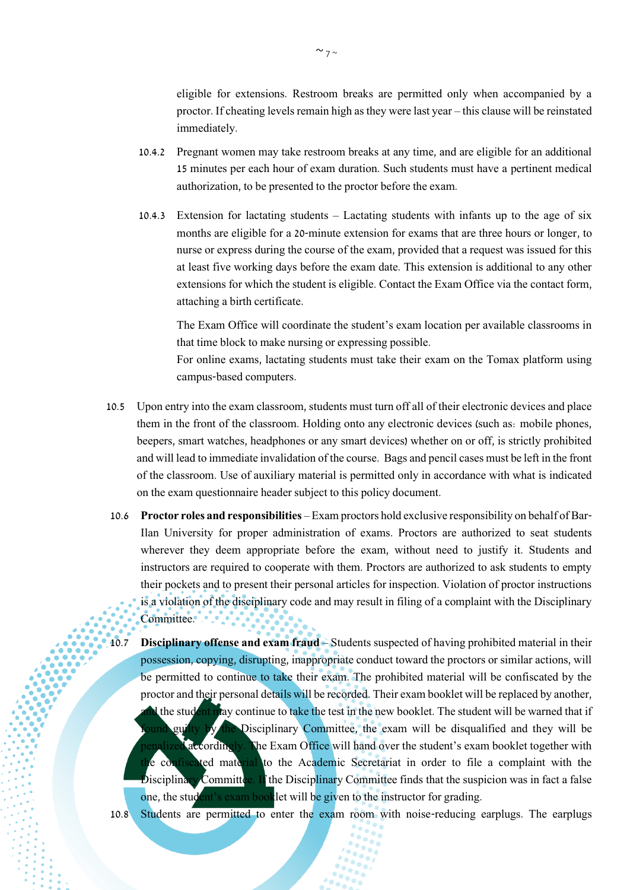eligible for extensions. Restroom breaks are permitted only when accompanied by a proctor. If cheating levels remain high as they were last year – this clause will be reinstated immediately.

10.4.2 Pregnant women may take restroom breaks at any time, and are eligible for an additional 15 minutes per each hour of exam duration. Such students must have a pertinent medical authorization, to be presented to the proctor before the exam.

10.4.3 Extension for lactating students – Lactating students with infants up to the age of six months are eligible for a 20-minute extension for exams that are three hours or longer, to nurse or express during the course of the exam, provided that a request was issued for this at least five working days before the exam date. This extension is additional to any other extensions for which the student is eligible. Contact the Exam Office via the contact form, attaching a birth certificate.

The Exam Office will coordinate the student's exam location per available classrooms in that time block to make nursing or expressing possible.
For online exams, lactating students must take their exam on the Tomax platform using campus-based computers.

10.5 Upon entry into the exam classroom, students must turn off all of their electronic devices and place them in the front of the classroom. Holding onto any electronic devices (such as: mobile phones, beepers, smart watches, headphones or any smart devices) whether on or off, is strictly prohibited and will lead to immediate invalidation of the course. Bags and pencil cases must be left in the front of the classroom. Use of auxiliary material is permitted only in accordance with what is indicated on the exam questionnaire header subject to this policy document.

10.6 **Proctor roles and responsibilities** – Exam proctors hold exclusive responsibility on behalf of Bar-Ilan University for proper administration of exams. Proctors are authorized to seat students wherever they deem appropriate before the exam, without need to justify it. Students and instructors are required to cooperate with them. Proctors are authorized to ask students to empty their pockets and to present their personal articles for inspection. Violation of proctor instructions is a violation of the disciplinary code and may result in filing of a complaint with the Disciplinary Committee.

10.7 **Disciplinary offense and exam fraud** – Students suspected of having prohibited material in their possession, copying, disrupting, inappropriate conduct toward the proctors or similar actions, will be permitted to continue to take their exam. The prohibited material will be confiscated by the proctor and their personal details will be recorded. Their exam booklet will be replaced by another, and the student may continue to take the test in the new booklet. The student will be warned that if found guilty by the Disciplinary Committee, the exam will be disqualified and they will be penalized accordingly. The Exam Office will hand over the student's exam booklet together with the confiscated material to the Academic Secretariat in order to file a complaint with the Disciplinary Committee. If the Disciplinary Committee finds that the suspicion was in fact a false one, the student's exam booklet will be given to the instructor for grading.

10.8 Students are permitted to enter the exam room with noise-reducing earplugs. The earplugs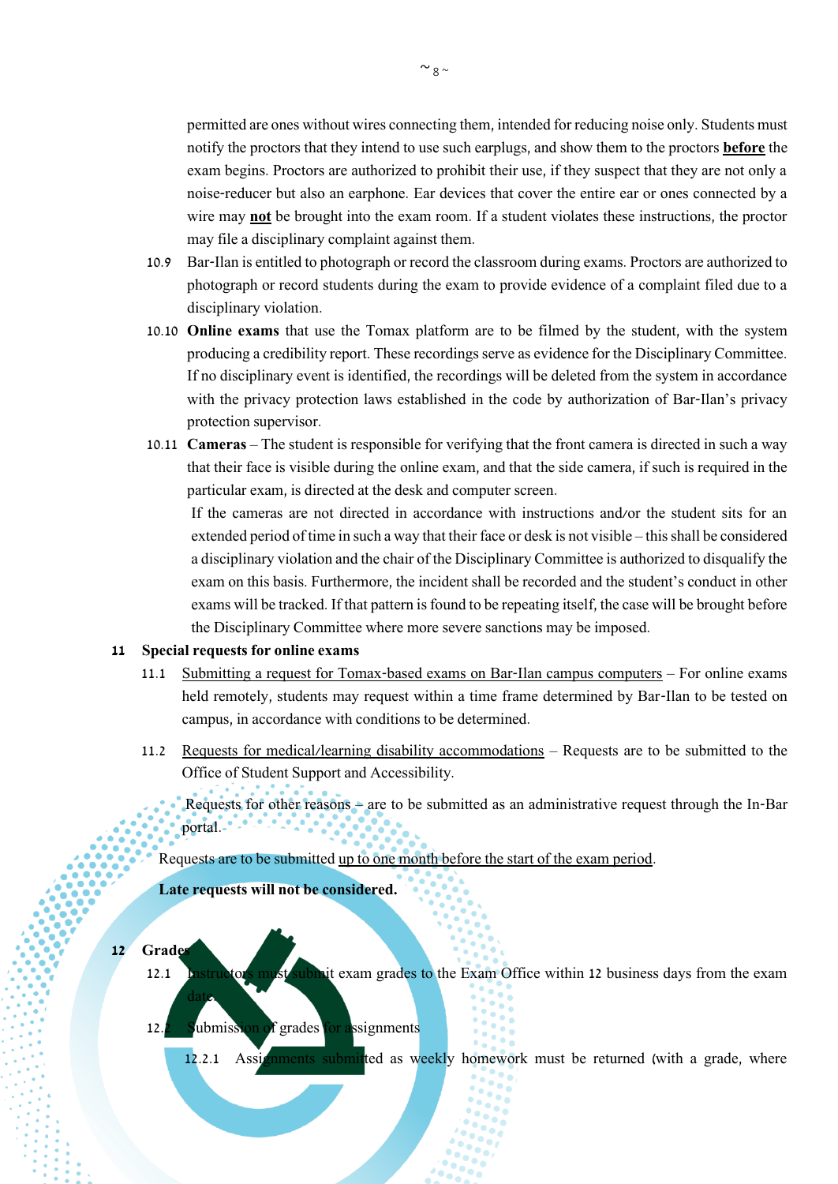permitted are ones without wires connecting them, intended for reducing noise only. Students must notify the proctors that they intend to use such earplugs, and show them to the proctors **before** the exam begins. Proctors are authorized to prohibit their use, if they suspect that they are not only a noise-reducer but also an earphone. Ear devices that cover the entire ear or ones connected by a wire may **not** be brought into the exam room. If a student violates these instructions, the proctor may file a disciplinary complaint against them.

10.9 Bar-Ilan is entitled to photograph or record the classroom during exams. Proctors are authorized to photograph or record students during the exam to provide evidence of a complaint filed due to a disciplinary violation.

10.10 **Online exams** that use the Tomax platform are to be filmed by the student, with the system producing a credibility report. These recordings serve as evidence for the Disciplinary Committee. If no disciplinary event is identified, the recordings will be deleted from the system in accordance with the privacy protection laws established in the code by authorization of Bar-Ilan's privacy protection supervisor.

10.11 **Cameras** – The student is responsible for verifying that the front camera is directed in such a way that their face is visible during the online exam, and that the side camera, if such is required in the particular exam, is directed at the desk and computer screen.

If the cameras are not directed in accordance with instructions and/or the student sits for an extended period of time in such a way that their face or desk is not visible – this shall be considered a disciplinary violation and the chair of the Disciplinary Committee is authorized to disqualify the exam on this basis. Furthermore, the incident shall be recorded and the student's conduct in other exams will be tracked. If that pattern is found to be repeating itself, the case will be brought before the Disciplinary Committee where more severe sanctions may be imposed.

## 11 Special requests for online exams

11.1 Submitting a request for Tomax-based exams on Bar-Ilan campus computers – For online exams held remotely, students may request within a time frame determined by Bar-Ilan to be tested on campus, in accordance with conditions to be determined.

11.2 Requests for medical/learning disability accommodations – Requests are to be submitted to the Office of Student Support and Accessibility.

Requests for other reasons – are to be submitted as an administrative request through the In-Bar portal.

Requests are to be submitted up to one month before the start of the exam period.

**Late requests will not be considered.**

## 12 Grades

12.1 Instructors must submit exam grades to the Exam Office within 12 business days from the exam date.

12.2 Submission of grades for assignments

12.2.1 Assignments submitted as weekly homework must be returned (with a grade, where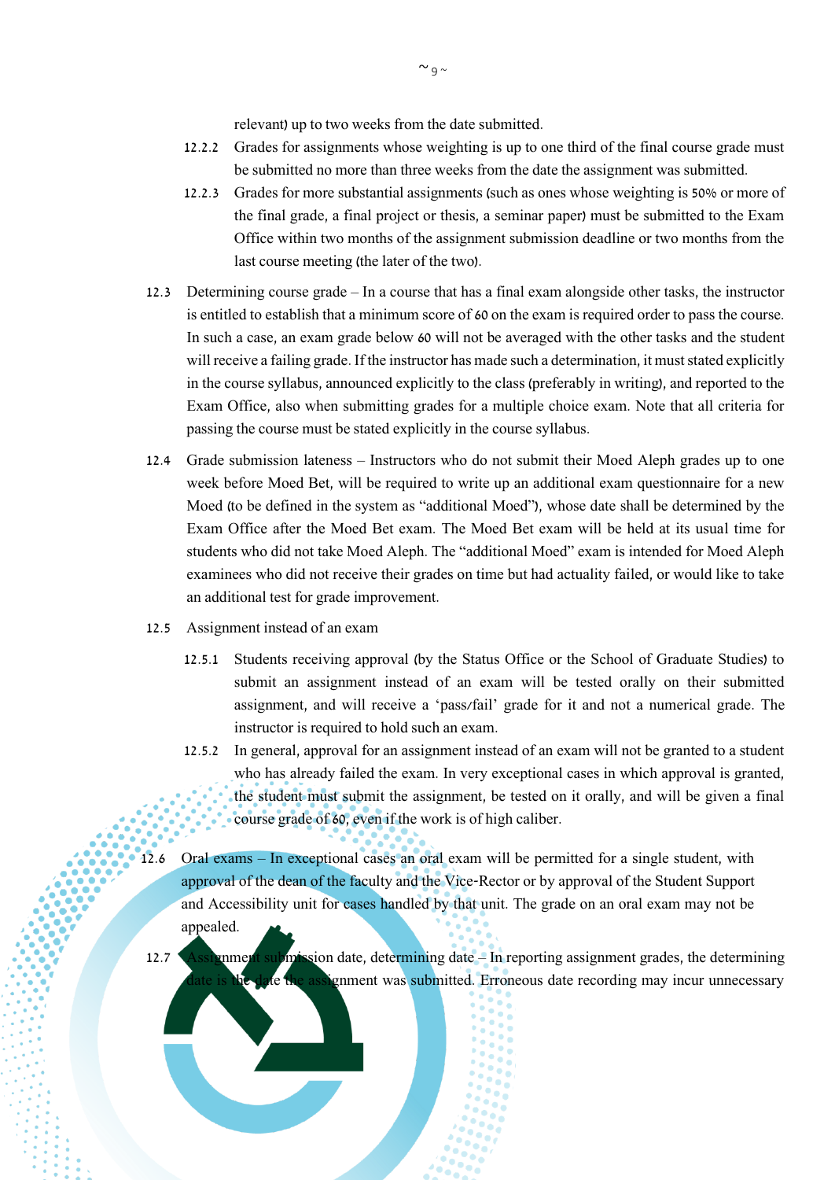relevant) up to two weeks from the date submitted.

12.2.2 Grades for assignments whose weighting is up to one third of the final course grade must be submitted no more than three weeks from the date the assignment was submitted.

12.2.3 Grades for more substantial assignments (such as ones whose weighting is 50% or more of the final grade, a final project or thesis, a seminar paper) must be submitted to the Exam Office within two months of the assignment submission deadline or two months from the last course meeting (the later of the two).

12.3 Determining course grade – In a course that has a final exam alongside other tasks, the instructor is entitled to establish that a minimum score of 60 on the exam is required order to pass the course. In such a case, an exam grade below 60 will not be averaged with the other tasks and the student will receive a failing grade. If the instructor has made such a determination, it must stated explicitly in the course syllabus, announced explicitly to the class (preferably in writing), and reported to the Exam Office, also when submitting grades for a multiple choice exam. Note that all criteria for passing the course must be stated explicitly in the course syllabus.

12.4 Grade submission lateness – Instructors who do not submit their Moed Aleph grades up to one week before Moed Bet, will be required to write up an additional exam questionnaire for a new Moed (to be defined in the system as "additional Moed"), whose date shall be determined by the Exam Office after the Moed Bet exam. The Moed Bet exam will be held at its usual time for students who did not take Moed Aleph. The "additional Moed" exam is intended for Moed Aleph examinees who did not receive their grades on time but had actuality failed, or would like to take an additional test for grade improvement.

12.5 Assignment instead of an exam

12.5.1 Students receiving approval (by the Status Office or the School of Graduate Studies) to submit an assignment instead of an exam will be tested orally on their submitted assignment, and will receive a 'pass/fail' grade for it and not a numerical grade. The instructor is required to hold such an exam.

12.5.2 In general, approval for an assignment instead of an exam will not be granted to a student who has already failed the exam. In very exceptional cases in which approval is granted, the student must submit the assignment, be tested on it orally, and will be given a final course grade of 60, even if the work is of high caliber.

12.6 Oral exams – In exceptional cases an oral exam will be permitted for a single student, with approval of the dean of the faculty and the Vice-Rector or by approval of the Student Support and Accessibility unit for cases handled by that unit. The grade on an oral exam may not be appealed.

12.7 Assignment submission date, determining date – In reporting assignment grades, the determining date is the date the assignment was submitted. Erroneous date recording may incur unnecessary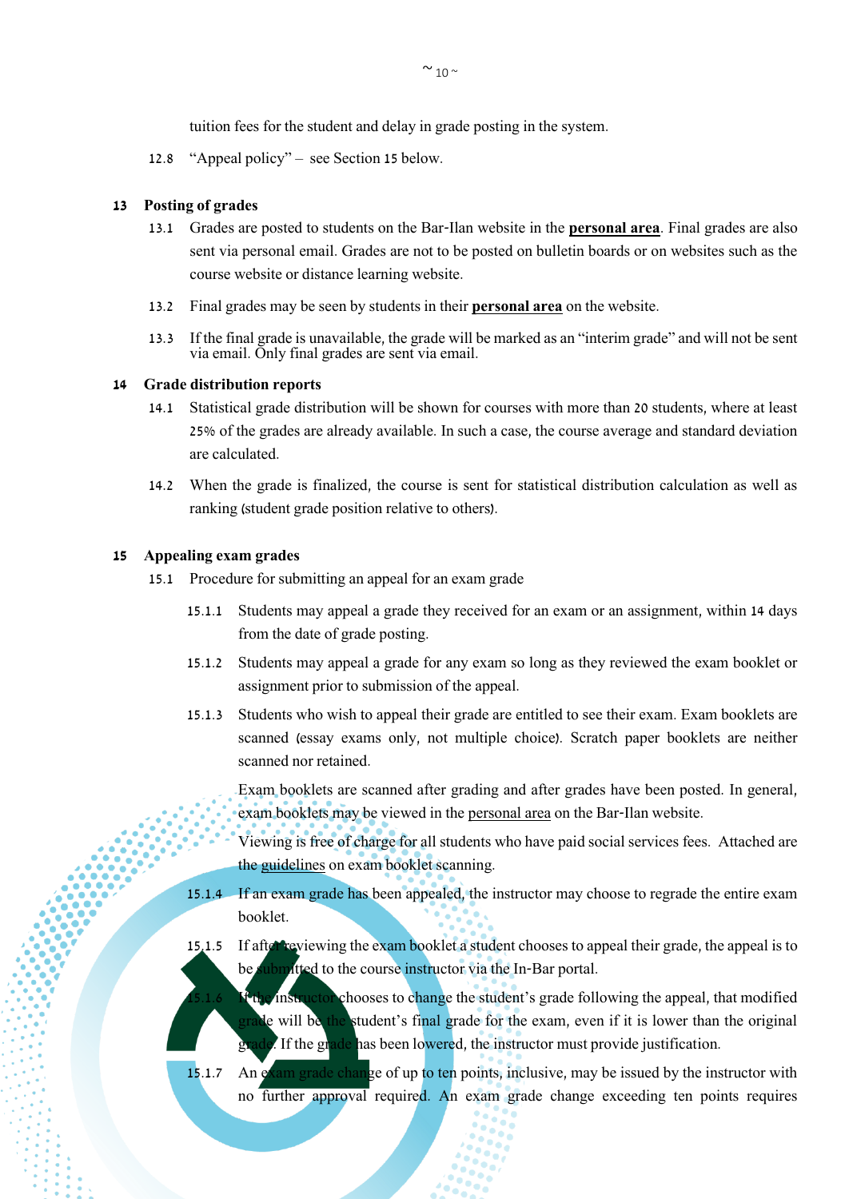tuition fees for the student and delay in grade posting in the system.

12.8 "Appeal policy" – see Section 15 below.

## 13 Posting of grades

13.1 Grades are posted to students on the Bar-Ilan website in the **personal area**. Final grades are also sent via personal email. Grades are not to be posted on bulletin boards or on websites such as the course website or distance learning website.

13.2 Final grades may be seen by students in their **personal area** on the website.

13.3 If the final grade is unavailable, the grade will be marked as an "interim grade" and will not be sent via email. Only final grades are sent via email.

## 14 Grade distribution reports

14.1 Statistical grade distribution will be shown for courses with more than 20 students, where at least 25% of the grades are already available. In such a case, the course average and standard deviation are calculated.

14.2 When the grade is finalized, the course is sent for statistical distribution calculation as well as ranking (student grade position relative to others).

## 15 Appealing exam grades

15.1 Procedure for submitting an appeal for an exam grade

15.1.1 Students may appeal a grade they received for an exam or an assignment, within 14 days from the date of grade posting.

15.1.2 Students may appeal a grade for any exam so long as they reviewed the exam booklet or assignment prior to submission of the appeal.

15.1.3 Students who wish to appeal their grade are entitled to see their exam. Exam booklets are scanned (essay exams only, not multiple choice). Scratch paper booklets are neither scanned nor retained.

Exam booklets are scanned after grading and after grades have been posted. In general, exam booklets may be viewed in the personal area on the Bar-Ilan website.

Viewing is free of charge for all students who have paid social services fees. Attached are the guidelines on exam booklet scanning.

15.1.4 If an exam grade has been appealed, the instructor may choose to regrade the entire exam booklet.

15.1.5 If after reviewing the exam booklet a student chooses to appeal their grade, the appeal is to be submitted to the course instructor via the In-Bar portal.

15.1.6 If the instructor chooses to change the student's grade following the appeal, that modified grade will be the student's final grade for the exam, even if it is lower than the original grade. If the grade has been lowered, the instructor must provide justification.

15.1.7 An exam grade change of up to ten points, inclusive, may be issued by the instructor with no further approval required. An exam grade change exceeding ten points requires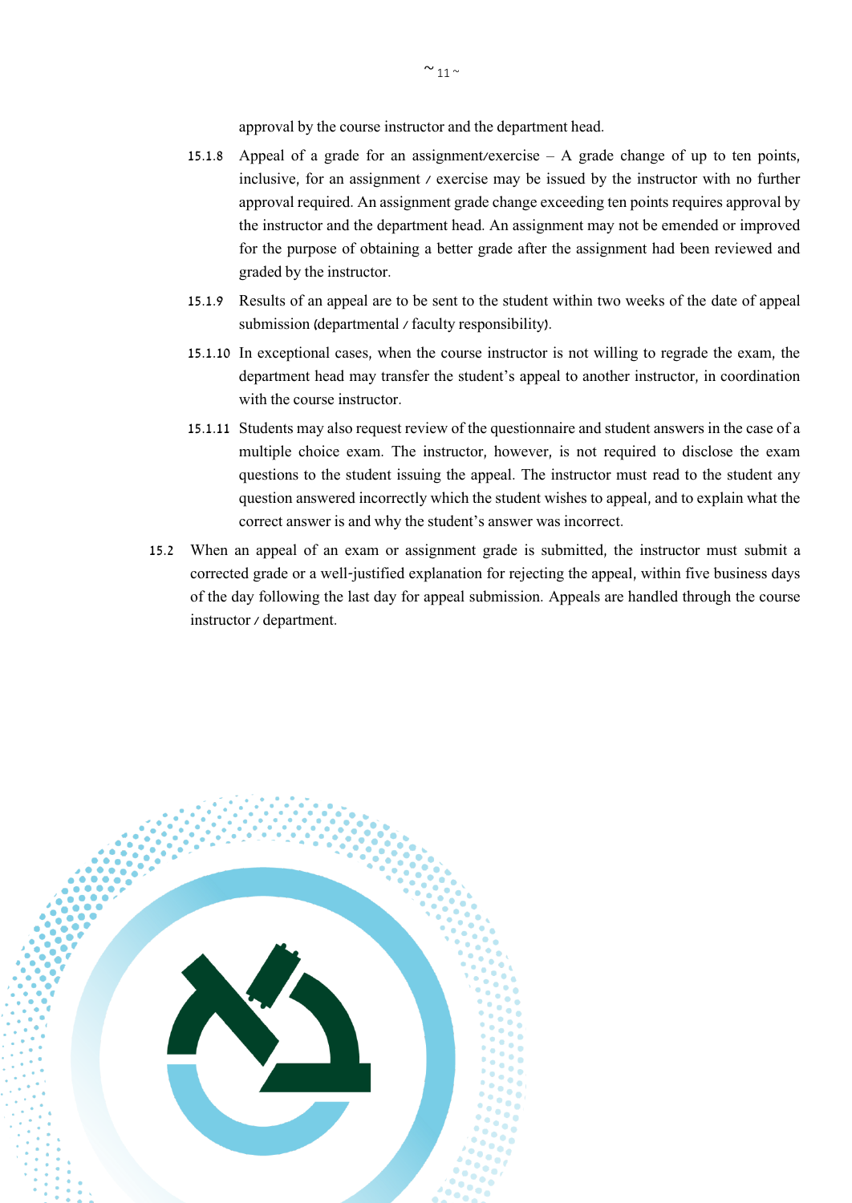approval by the course instructor and the department head.

15.1.8 Appeal of a grade for an assignment/exercise – A grade change of up to ten points, inclusive, for an assignment / exercise may be issued by the instructor with no further approval required. An assignment grade change exceeding ten points requires approval by the instructor and the department head. An assignment may not be emended or improved for the purpose of obtaining a better grade after the assignment had been reviewed and graded by the instructor.

15.1.9 Results of an appeal are to be sent to the student within two weeks of the date of appeal submission (departmental / faculty responsibility).

15.1.10 In exceptional cases, when the course instructor is not willing to regrade the exam, the department head may transfer the student's appeal to another instructor, in coordination with the course instructor.

15.1.11 Students may also request review of the questionnaire and student answers in the case of a multiple choice exam. The instructor, however, is not required to disclose the exam questions to the student issuing the appeal. The instructor must read to the student any question answered incorrectly which the student wishes to appeal, and to explain what the correct answer is and why the student's answer was incorrect.

15.2 When an appeal of an exam or assignment grade is submitted, the instructor must submit a corrected grade or a well-justified explanation for rejecting the appeal, within five business days of the day following the last day for appeal submission. Appeals are handled through the course instructor / department.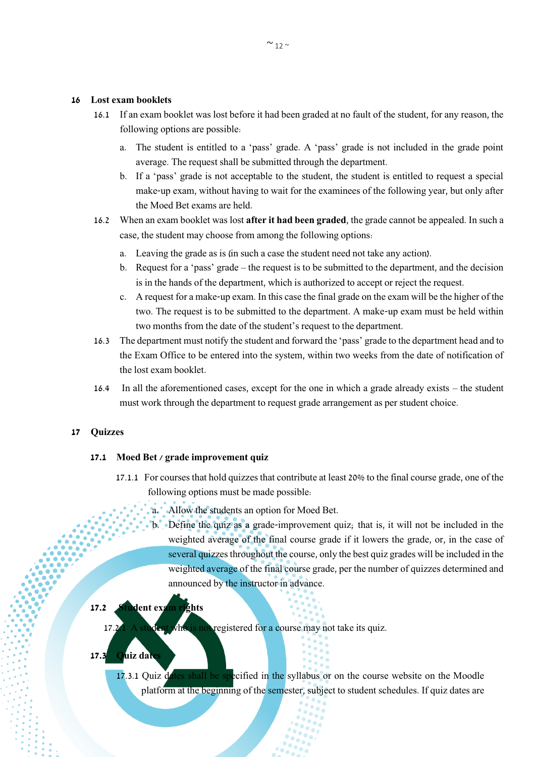## 16 Lost exam booklets

16.1 If an exam booklet was lost before it had been graded at no fault of the student, for any reason, the following options are possible:

a. The student is entitled to a 'pass' grade. A 'pass' grade is not included in the grade point average. The request shall be submitted through the department.

b. If a 'pass' grade is not acceptable to the student, the student is entitled to request a special make-up exam, without having to wait for the examinees of the following year, but only after the Moed Bet exams are held.

16.2 When an exam booklet was lost **after it had been graded**, the grade cannot be appealed. In such a case, the student may choose from among the following options:

a. Leaving the grade as is (in such a case the student need not take any action).

b. Request for a 'pass' grade – the request is to be submitted to the department, and the decision is in the hands of the department, which is authorized to accept or reject the request.

c. A request for a make-up exam. In this case the final grade on the exam will be the higher of the two. The request is to be submitted to the department. A make-up exam must be held within two months from the date of the student's request to the department.

16.3 The department must notify the student and forward the 'pass' grade to the department head and to the Exam Office to be entered into the system, within two weeks from the date of notification of the lost exam booklet.

16.4 In all the aforementioned cases, except for the one in which a grade already exists – the student must work through the department to request grade arrangement as per student choice.

## 17 Quizzes

### 17.1 Moed Bet / grade improvement quiz

17.1.1 For courses that hold quizzes that contribute at least 20% to the final course grade, one of the following options must be made possible:

a. Allow the students an option for Moed Bet.

b. Define the quiz as a grade-improvement quiz; that is, it will not be included in the weighted average of the final course grade if it lowers the grade, or, in the case of several quizzes throughout the course, only the best quiz grades will be included in the weighted average of the final course grade, per the number of quizzes determined and announced by the instructor in advance.

### 17.2 Student exam rights

17.2.1 A student who is not registered for a course may not take its quiz.

### 17.3 Quiz dates

17.3.1 Quiz dates shall be specified in the syllabus or on the course website on the Moodle platform at the beginning of the semester, subject to student schedules. If quiz dates are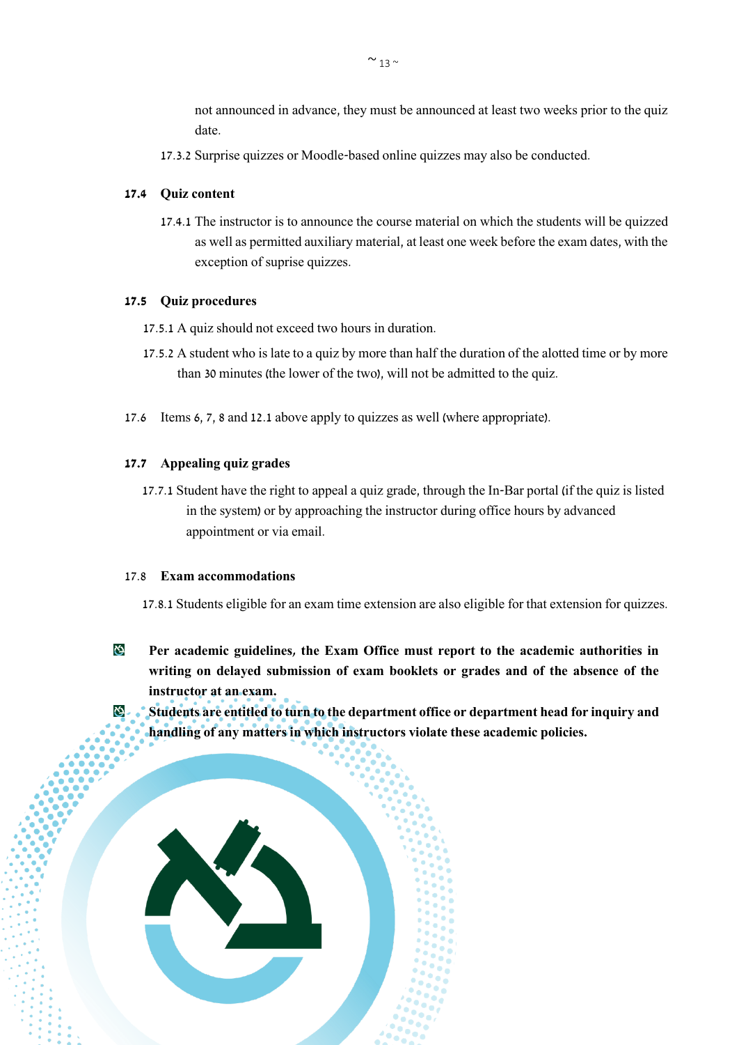not announced in advance, they must be announced at least two weeks prior to the quiz date.

17.3.2 Surprise quizzes or Moodle-based online quizzes may also be conducted.

### 17.4 Quiz content

17.4.1 The instructor is to announce the course material on which the students will be quizzed as well as permitted auxiliary material, at least one week before the exam dates, with the exception of suprise quizzes.

### 17.5 Quiz procedures

17.5.1 A quiz should not exceed two hours in duration.

17.5.2 A student who is late to a quiz by more than half the duration of the alotted time or by more than 30 minutes (the lower of the two), will not be admitted to the quiz.

17.6 Items 6, 7, 8 and 12.1 above apply to quizzes as well (where appropriate).

### 17.7 Appealing quiz grades

17.7.1 Student have the right to appeal a quiz grade, through the In-Bar portal (if the quiz is listed in the system) or by approaching the instructor during office hours by advanced appointment or via email.

### 17.8 Exam accommodations

17.8.1 Students eligible for an exam time extension are also eligible for that extension for quizzes.

- **Per academic guidelines, the Exam Office must report to the academic authorities in writing on delayed submission of exam booklets or grades and of the absence of the instructor at an exam.**
- **Students are entitled to turn to the department office or department head for inquiry and handling of any matters in which instructors violate these academic policies.**